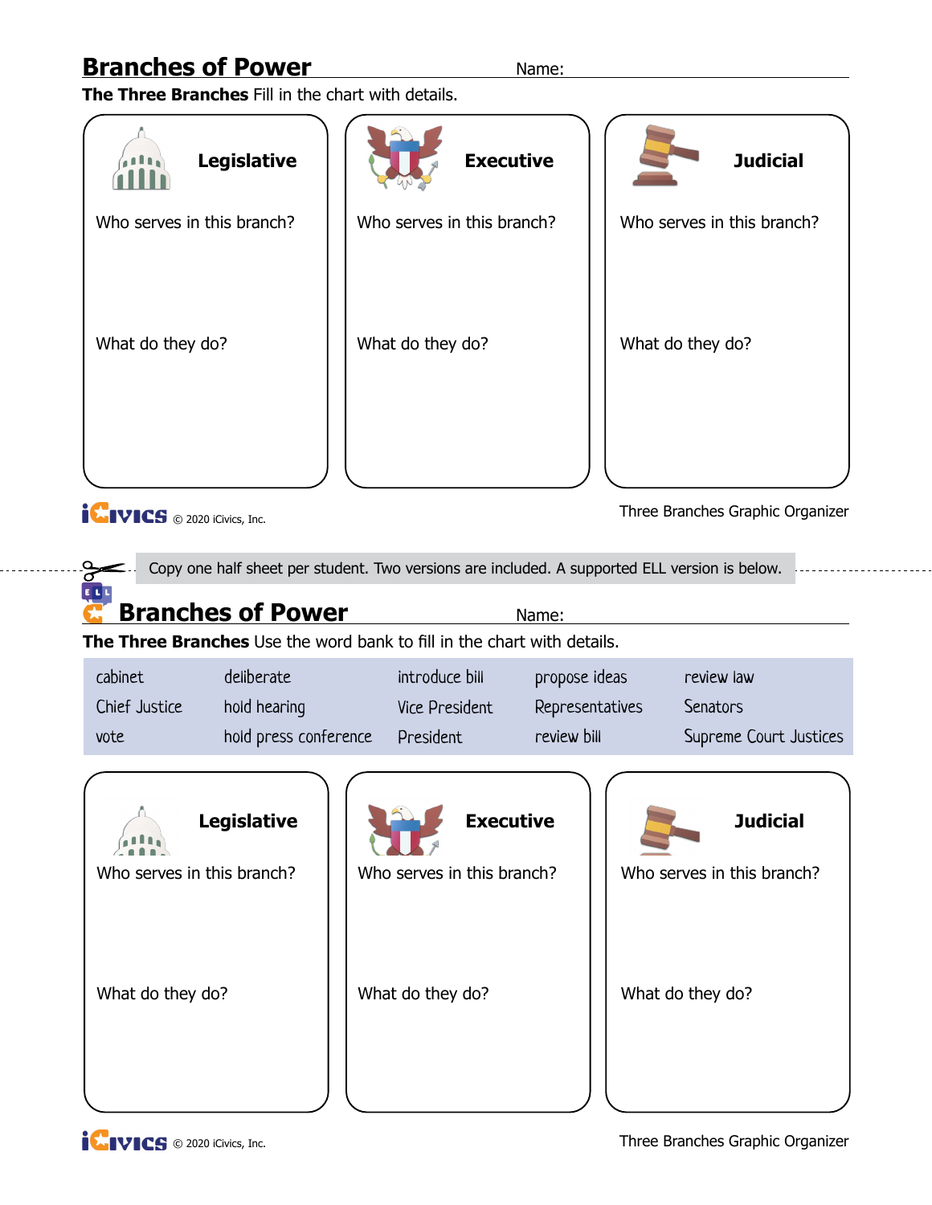# Branches of Power

Name:

**The Three Branches** Fill in the chart with details.

| Legislative | Executive | Judicial |
| --- | --- | --- |
| Who serves in this branch? | Who serves in this branch? | Who serves in this branch? |
| What do they do? | What do they do? | What do they do? |

© 2020 iCivics, Inc.

Three Branches Graphic Organizer

Copy one half sheet per student. Two versions are included. A supported ELL version is below.

# Branches of Power

Name:

**The Three Branches** Use the word bank to fill in the chart with details.

| | | | | |
| --- | --- | --- | --- | --- |
| cabinet | deliberate | introduce bill | propose ideas | review law |
| Chief Justice | hold hearing | Vice President | Representatives | Senators |
| vote | hold press conference | President | review bill | Supreme Court Justices |

| Legislative | Executive | Judicial |
| --- | --- | --- |
| Who serves in this branch? | Who serves in this branch? | Who serves in this branch? |
| What do they do? | What do they do? | What do they do? |

© 2020 iCivics, Inc.

Three Branches Graphic Organizer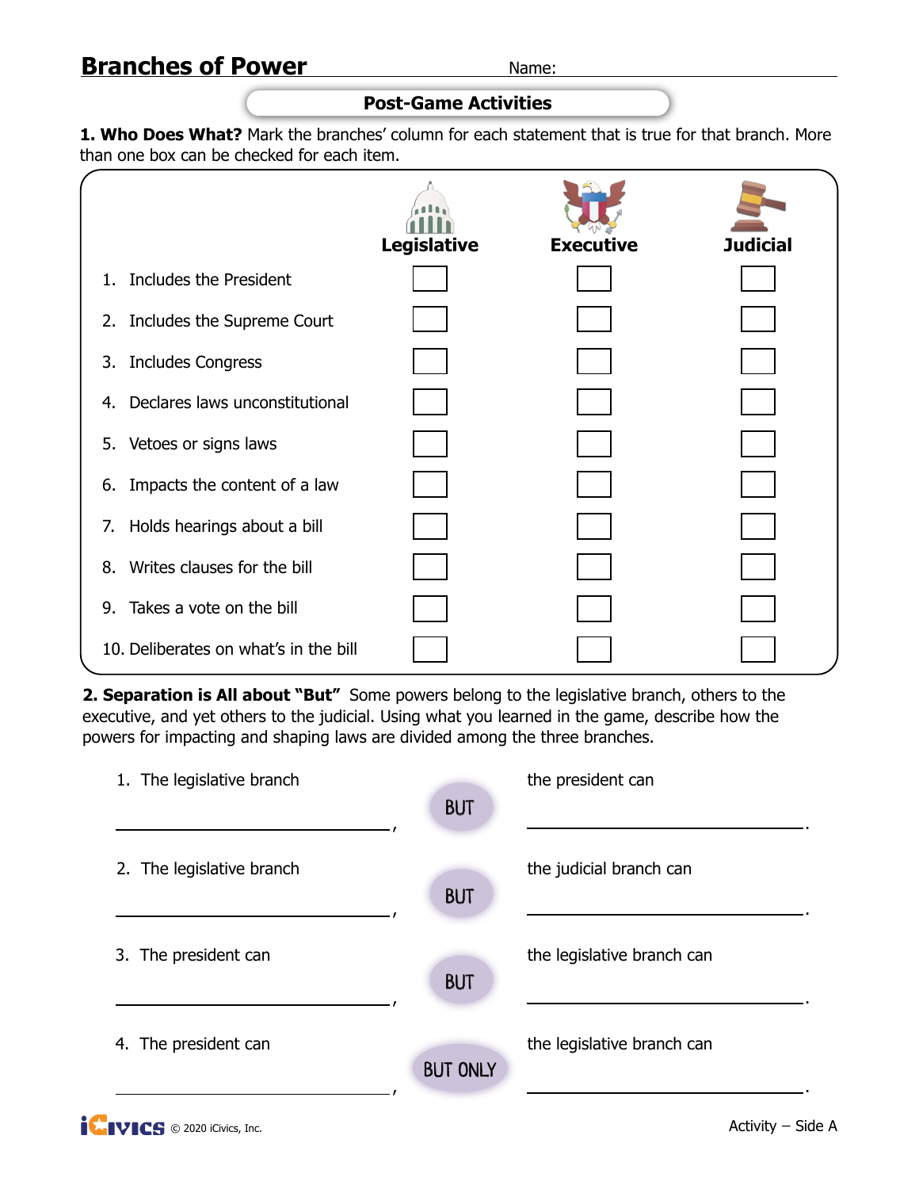# Branches of Power

Name: ________________

## Post-Game Activities

**1. Who Does What?** Mark the branches' column for each statement that is true for that branch. More than one box can be checked for each item.

| | Legislative | Executive | Judicial |
|---|---|---|---|
| 1. Includes the President | ☐ | ☐ | ☐ |
| 2. Includes the Supreme Court | ☐ | ☐ | ☐ |
| 3. Includes Congress | ☐ | ☐ | ☐ |
| 4. Declares laws unconstitutional | ☐ | ☐ | ☐ |
| 5. Vetoes or signs laws | ☐ | ☐ | ☐ |
| 6. Impacts the content of a law | ☐ | ☐ | ☐ |
| 7. Holds hearings about a bill | ☐ | ☐ | ☐ |
| 8. Writes clauses for the bill | ☐ | ☐ | ☐ |
| 9. Takes a vote on the bill | ☐ | ☐ | ☐ |
| 10. Deliberates on what's in the bill | ☐ | ☐ | ☐ |

**2. Separation is All about "But"** Some powers belong to the legislative branch, others to the executive, and yet others to the judicial. Using what you learned in the game, describe how the powers for impacting and shaping laws are divided among the three branches.

1. The legislative branch ______________________________, **BUT** the president can ______________________________.

2. The legislative branch ______________________________, **BUT** the judicial branch can ______________________________.

3. The president can ______________________________, **BUT** the legislative branch can ______________________________.

4. The president can ______________________________, **BUT ONLY** the legislative branch can ______________________________.

© 2020 iCivics, Inc.

Activity – Side A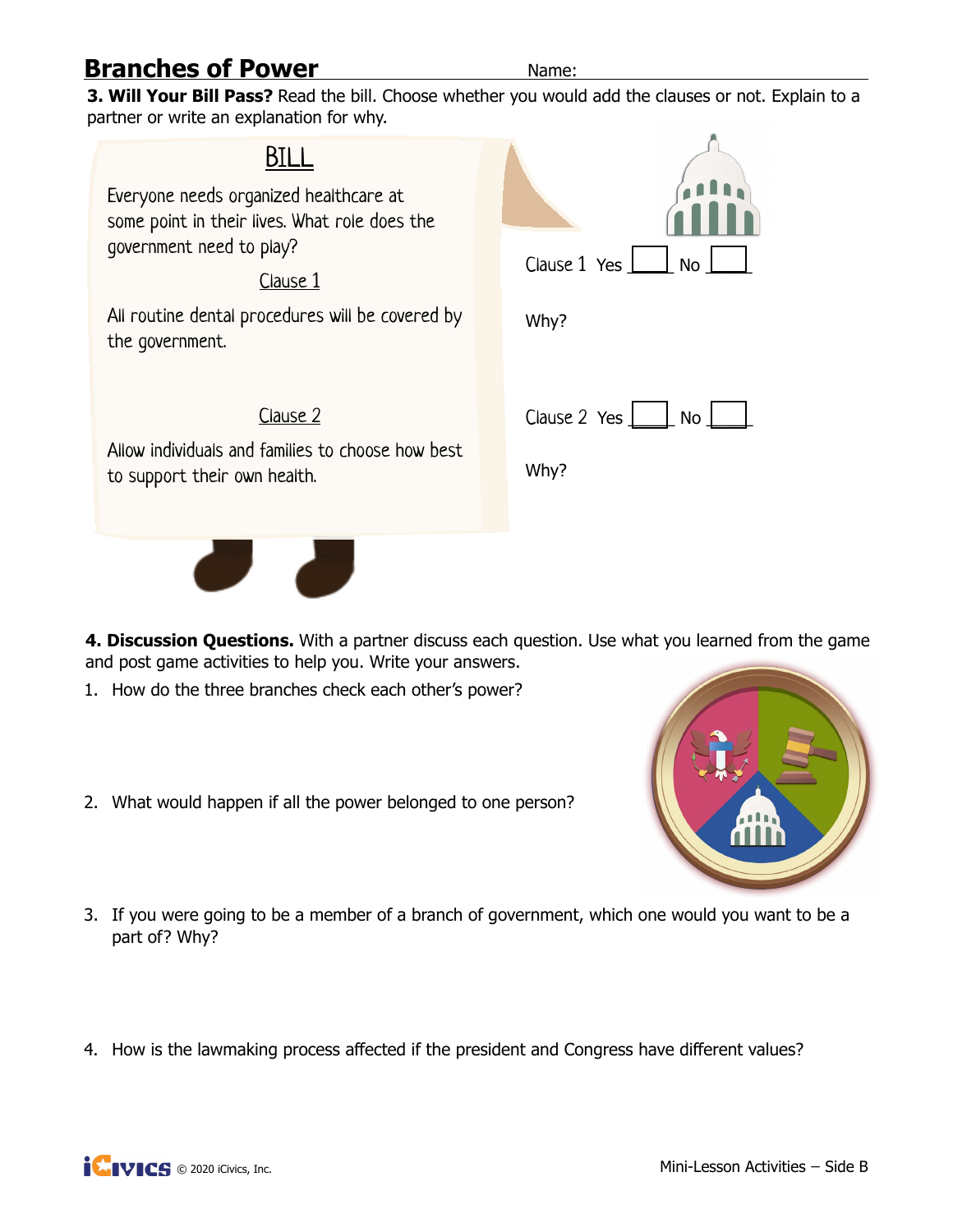# Branches of Power

Name: ____________________

**3. Will Your Bill Pass?** Read the bill. Choose whether you would add the clauses or not. Explain to a partner or write an explanation for why.

## BILL

Everyone needs organized healthcare at some point in their lives. What role does the government need to play?

Clause 1

All routine dental procedures will be covered by the government.

Clause 2

Allow individuals and families to choose how best to support their own health.

Clause 1 Yes ___ No ___

Why?

Clause 2 Yes ___ No ___

Why?

**4. Discussion Questions.** With a partner discuss each question. Use what you learned from the game and post game activities to help you. Write your answers.

1. How do the three branches check each other's power?
2. What would happen if all the power belonged to one person?
3. If you were going to be a member of a branch of government, which one would you want to be a part of? Why?
4. How is the lawmaking process affected if the president and Congress have different values?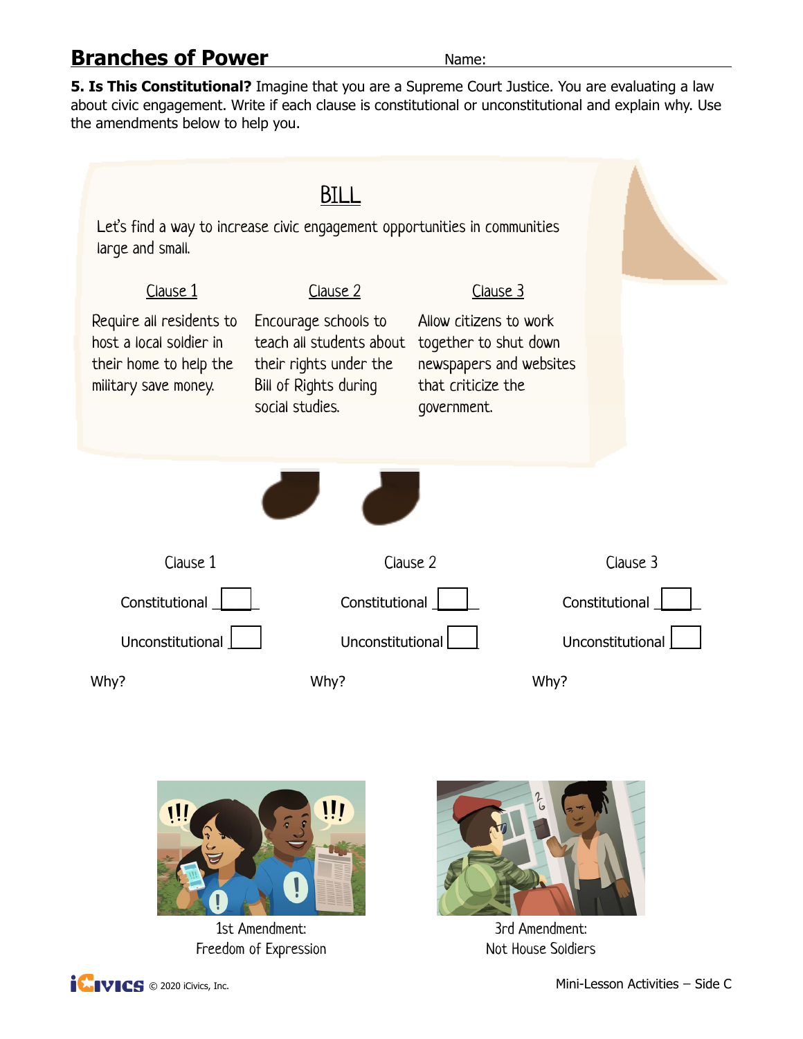## Branches of Power

Name: ______________________

**5. Is This Constitutional?** Imagine that you are a Supreme Court Justice. You are evaluating a law about civic engagement. Write if each clause is constitutional or unconstitutional and explain why. Use the amendments below to help you.

### BILL

Let's find a way to increase civic engagement opportunities in communities large and small.

| Clause 1 | Clause 2 | Clause 3 |
| --- | --- | --- |
| Require all residents to host a local soldier in their home to help the military save money. | Encourage schools to teach all students about their rights under the Bill of Rights during social studies. | Allow citizens to work together to shut down newspapers and websites that criticize the government. |

| Clause 1 | Clause 2 | Clause 3 |
| --- | --- | --- |
| Constitutional ☐ | Constitutional ☐ | Constitutional ☐ |
| Unconstitutional ☐ | Unconstitutional ☐ | Unconstitutional ☐ |
| Why? | Why? | Why? |

1st Amendment:
Freedom of Expression

3rd Amendment:
Not House Soldiers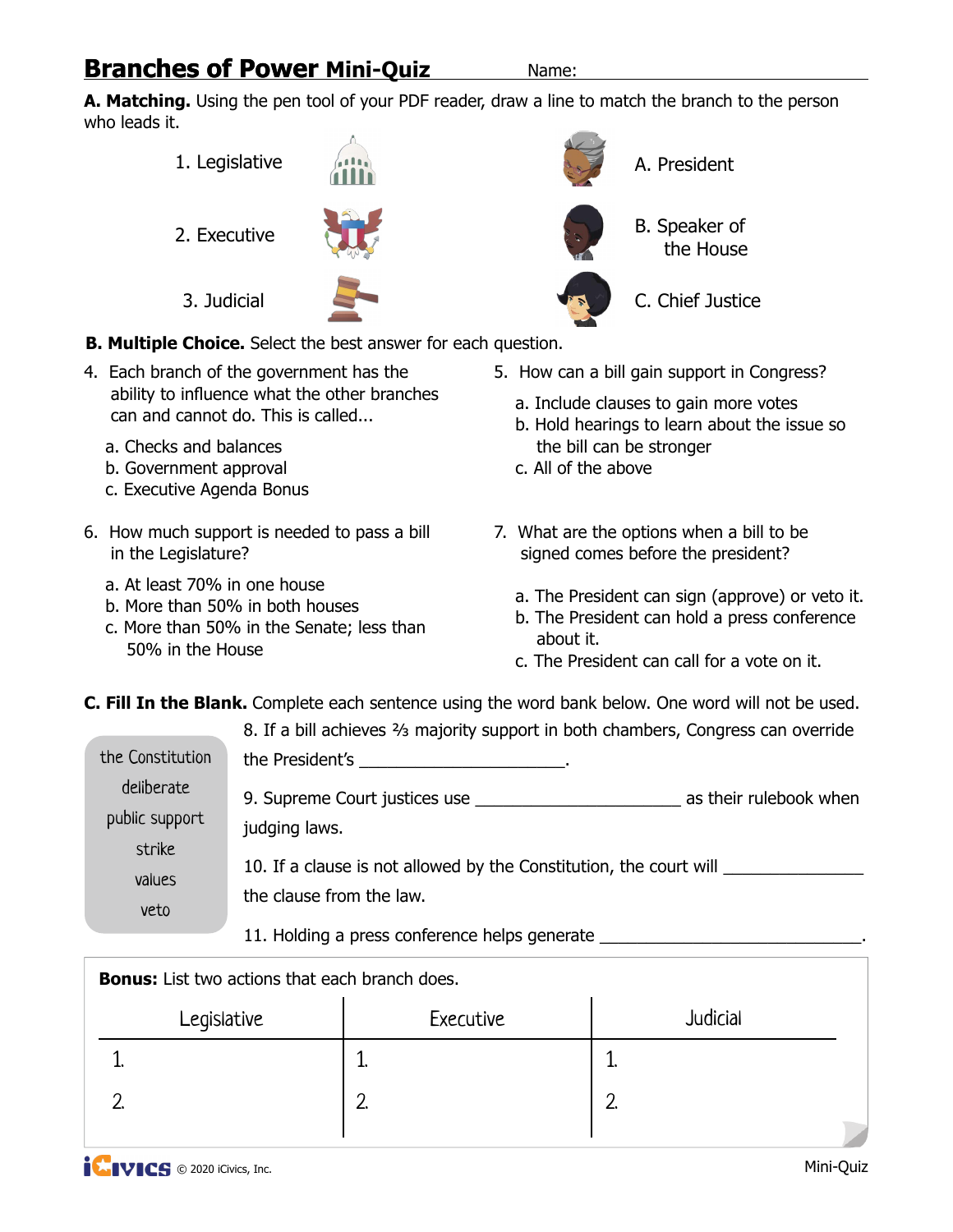# Branches of Power Mini-Quiz

Name: ______________________________

**A. Matching.** Using the pen tool of your PDF reader, draw a line to match the branch to the person who leads it.

1. Legislative
2. Executive
3. Judicial

A. President

B. Speaker of the House

C. Chief Justice

**B. Multiple Choice.** Select the best answer for each question.

4. Each branch of the government has the ability to influence what the other branches can and cannot do. This is called...
   a. Checks and balances
   b. Government approval
   c. Executive Agenda Bonus

5. How can a bill gain support in Congress?
   a. Include clauses to gain more votes
   b. Hold hearings to learn about the issue so the bill can be stronger
   c. All of the above

6. How much support is needed to pass a bill in the Legislature?
   a. At least 70% in one house
   b. More than 50% in both houses
   c. More than 50% in the Senate; less than 50% in the House

7. What are the options when a bill to be signed comes before the president?
   a. The President can sign (approve) or veto it.
   b. The President can hold a press conference about it.
   c. The President can call for a vote on it.

**C. Fill In the Blank.** Complete each sentence using the word bank below. One word will not be used.

| Word Bank |
|---|
| the Constitution |
| deliberate |
| public support |
| strike |
| values |
| veto |

8. If a bill achieves ⅔ majority support in both chambers, Congress can override the President's ______________________.

9. Supreme Court justices use ______________________ as their rulebook when judging laws.

10. If a clause is not allowed by the Constitution, the court will ______________ the clause from the law.

11. Holding a press conference helps generate ____________________________.

**Bonus:** List two actions that each branch does.

| Legislative | Executive | Judicial |
|---|---|---|
| 1. | 1. | 1. |
| 2. | 2. | 2. |

© 2020 iCivics, Inc.

Mini-Quiz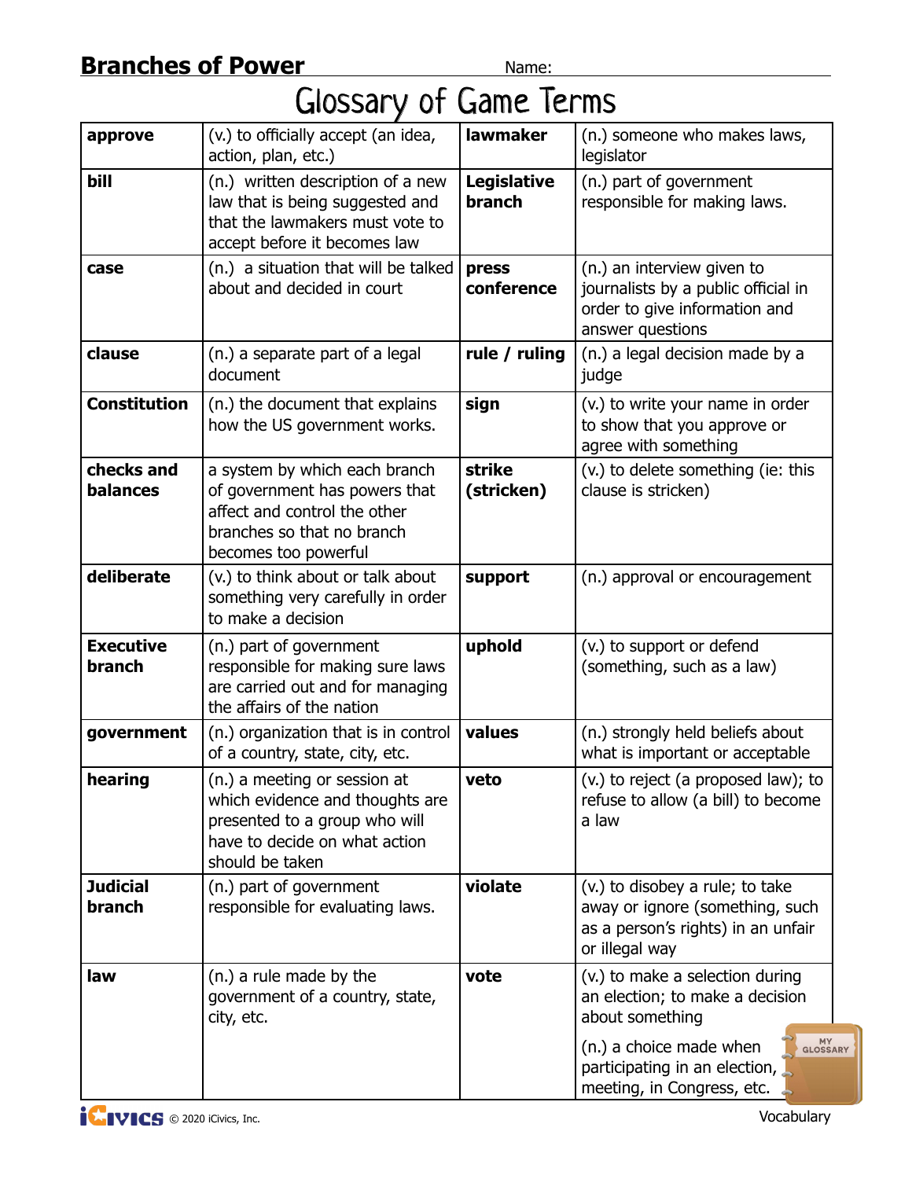# Branches of Power

Name:

## Glossary of Game Terms

| | | | |
|---|---|---|---|
| **approve** | (v.) to officially accept (an idea, action, plan, etc.) | **lawmaker** | (n.) someone who makes laws, legislator |
| **bill** | (n.) written description of a new law that is being suggested and that the lawmakers must vote to accept before it becomes law | **Legislative branch** | (n.) part of government responsible for making laws. |
| **case** | (n.) a situation that will be talked about and decided in court | **press conference** | (n.) an interview given to journalists by a public official in order to give information and answer questions |
| **clause** | (n.) a separate part of a legal document | **rule / ruling** | (n.) a legal decision made by a judge |
| **Constitution** | (n.) the document that explains how the US government works. | **sign** | (v.) to write your name in order to show that you approve or agree with something |
| **checks and balances** | a system by which each branch of government has powers that affect and control the other branches so that no branch becomes too powerful | **strike (stricken)** | (v.) to delete something (ie: this clause is stricken) |
| **deliberate** | (v.) to think about or talk about something very carefully in order to make a decision | **support** | (n.) approval or encouragement |
| **Executive branch** | (n.) part of government responsible for making sure laws are carried out and for managing the affairs of the nation | **uphold** | (v.) to support or defend (something, such as a law) |
| **government** | (n.) organization that is in control of a country, state, city, etc. | **values** | (n.) strongly held beliefs about what is important or acceptable |
| **hearing** | (n.) a meeting or session at which evidence and thoughts are presented to a group who will have to decide on what action should be taken | **veto** | (v.) to reject (a proposed law); to refuse to allow (a bill) to become a law |
| **Judicial branch** | (n.) part of government responsible for evaluating laws. | **violate** | (v.) to disobey a rule; to take away or ignore (something, such as a person's rights) in an unfair or illegal way |
| **law** | (n.) a rule made by the government of a country, state, city, etc. | **vote** | (v.) to make a selection during an election; to make a decision about something<br>(n.) a choice made when participating in an election, meeting, in Congress, etc. |

© 2020 iCivics, Inc. Vocabulary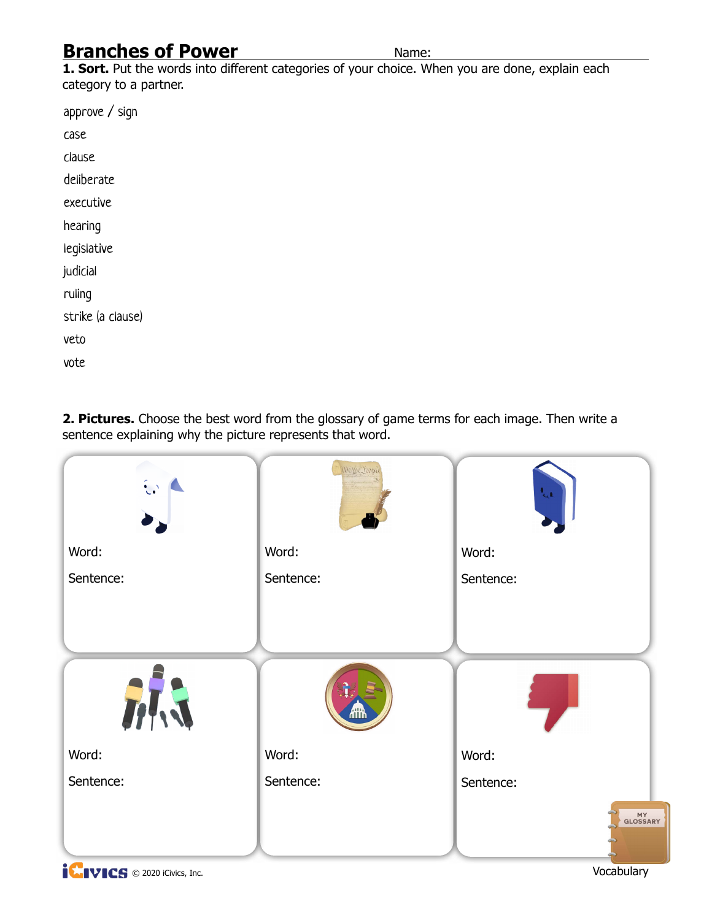# Branches of Power

Name:

**1. Sort.** Put the words into different categories of your choice. When you are done, explain each category to a partner.

approve / sign

case

clause

deliberate

executive

hearing

legislative

judicial

ruling

strike (a clause)

veto

vote

**2. Pictures.** Choose the best word from the glossary of game terms for each image. Then write a sentence explaining why the picture represents that word.

| | | |
|---|---|---|
| Word:<br><br>Sentence: | Word:<br><br>Sentence: | Word:<br><br>Sentence: |
| Word:<br><br>Sentence: | Word:<br><br>Sentence: | Word:<br><br>Sentence: |

MY GLOSSARY

Vocabulary

© 2020 iCivics, Inc.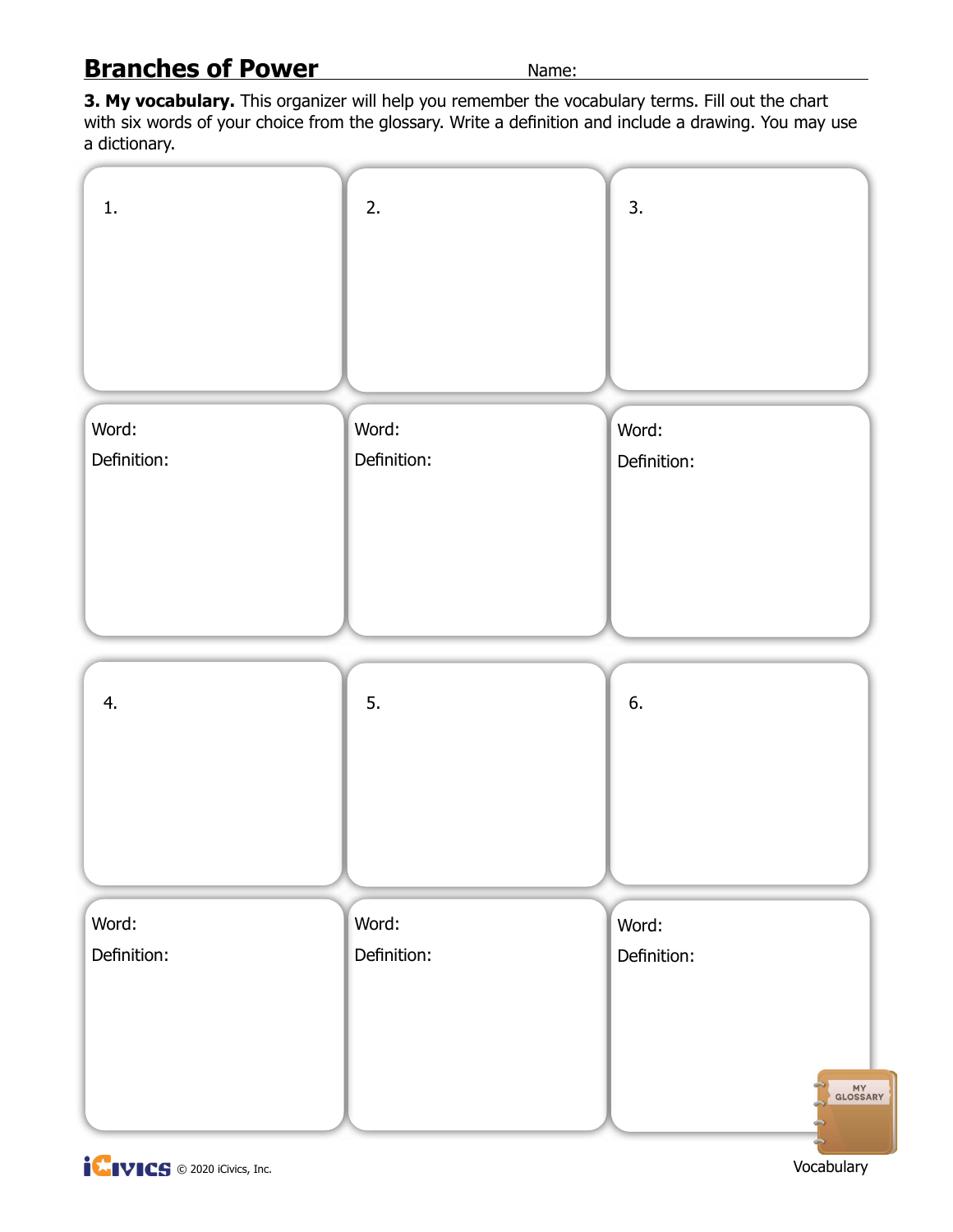# Branches of Power

Name:

**3. My vocabulary.** This organizer will help you remember the vocabulary terms. Fill out the chart with six words of your choice from the glossary. Write a definition and include a drawing. You may use a dictionary.

| | | |
|---|---|---|
| 1. | 2. | 3. |
| Word:<br>Definition: | Word:<br>Definition: | Word:<br>Definition: |
| 4. | 5. | 6. |
| Word:<br>Definition: | Word:<br>Definition: | Word:<br>Definition: |

MY GLOSSARY

© 2020 iCivics, Inc.

Vocabulary